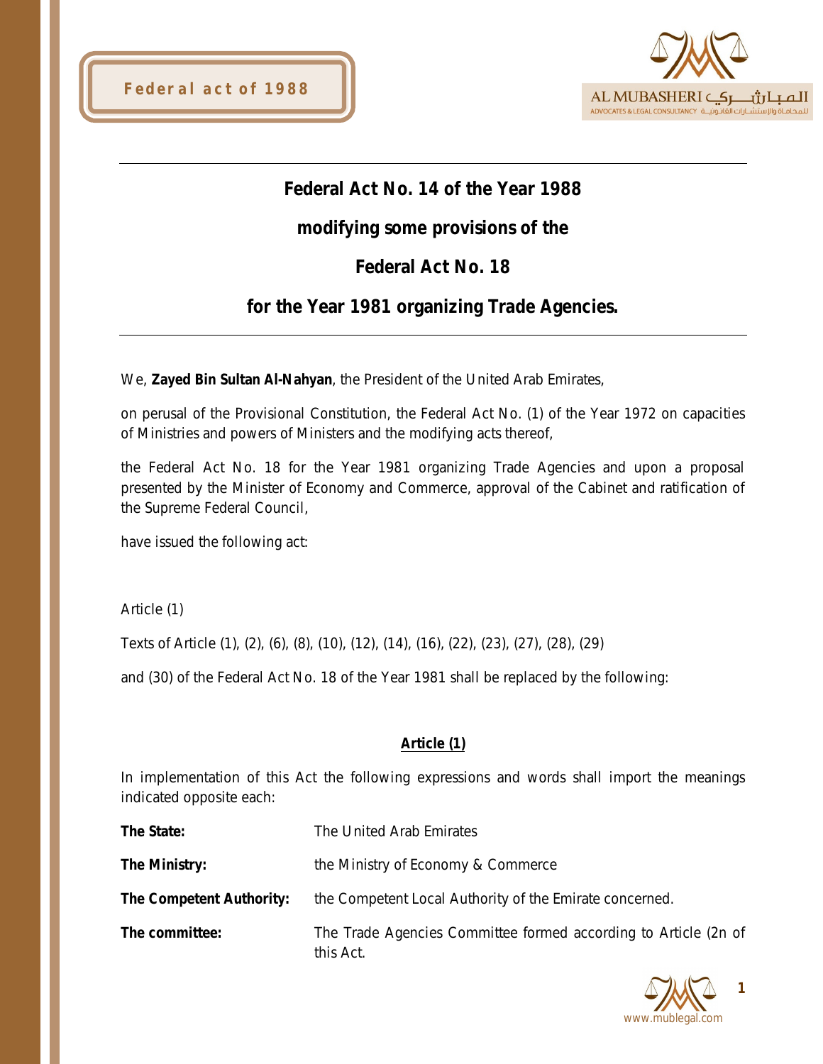# Federal Act No. 14 of the Year 1988

## modifying some provisions of the

## Federal Act No. 18

## for the Year 1981 organizing Trade Agencies.

We, **Zayed Bin Sultan Al-Nahyan**, the President of the United Arab Emirates,

on perusal of the Provisional Constitution, the Federal Act No. (1) of the Year 1972 on capacities of Ministries and powers of Ministers and the modifying acts thereof,

the Federal Act No. 18 for the Year 1981 organizing Trade Agencies and upon a proposal presented by the Minister of Economy and Commerce, approval of the Cabinet and ratification of the Supreme Federal Council,

have issued the following act:

Article (1)

Texts of Article (1), (2), (6), (8), (10), (12), (14), (16), (22), (23), (27), (28), (29)

and (30) of the Federal Act No. 18 of the Year 1981 shall be replaced by the following:

### Article (1)

In implementation of this Act the following expressions and words shall import the meanings indicated opposite each:

| | |
|---|---|
| **The State:** | The United Arab Emirates |
| **The Ministry:** | the Ministry of Economy & Commerce |
| **The Competent Authority:** | the Competent Local Authority of the Emirate concerned. |
| **The committee:** | The Trade Agencies Committee formed according to Article (2n of this Act. |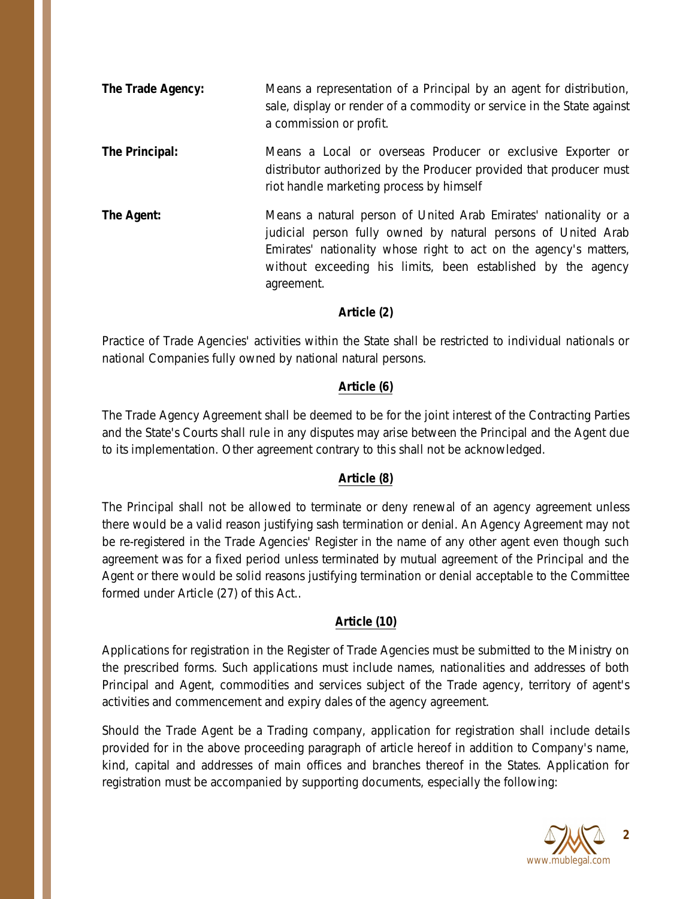**The Trade Agency:** Means a representation of a Principal by an agent for distribution, sale, display or render of a commodity or service in the State against a commission or profit.

**The Principal:** Means a Local or overseas Producer or exclusive Exporter or distributor authorized by the Producer provided that producer must riot handle marketing process by himself

**The Agent:** Means a natural person of United Arab Emirates' nationality or a judicial person fully owned by natural persons of United Arab Emirates' nationality whose right to act on the agency's matters, without exceeding his limits, been established by the agency agreement.

## Article (2)

Practice of Trade Agencies' activities within the State shall be restricted to individual nationals or national Companies fully owned by national natural persons.

## Article (6)

The Trade Agency Agreement shall be deemed to be for the joint interest of the Contracting Parties and the State's Courts shall rule in any disputes may arise between the Principal and the Agent due to its implementation. Other agreement contrary to this shall not be acknowledged.

## Article (8)

The Principal shall not be allowed to terminate or deny renewal of an agency agreement unless there would be a valid reason justifying sash termination or denial. An Agency Agreement may not be re-registered in the Trade Agencies' Register in the name of any other agent even though such agreement was for a fixed period unless terminated by mutual agreement of the Principal and the Agent or there would be solid reasons justifying termination or denial acceptable to the Committee formed under Article (27) of this Act..

## Article (10)

Applications for registration in the Register of Trade Agencies must be submitted to the Ministry on the prescribed forms. Such applications must include names, nationalities and addresses of both Principal and Agent, commodities and services subject of the Trade agency, territory of agent's activities and commencement and expiry dales of the agency agreement.

Should the Trade Agent be a Trading company, application for registration shall include details provided for in the above proceeding paragraph of article hereof in addition to Company's name, kind, capital and addresses of main offices and branches thereof in the States. Application for registration must be accompanied by supporting documents, especially the following: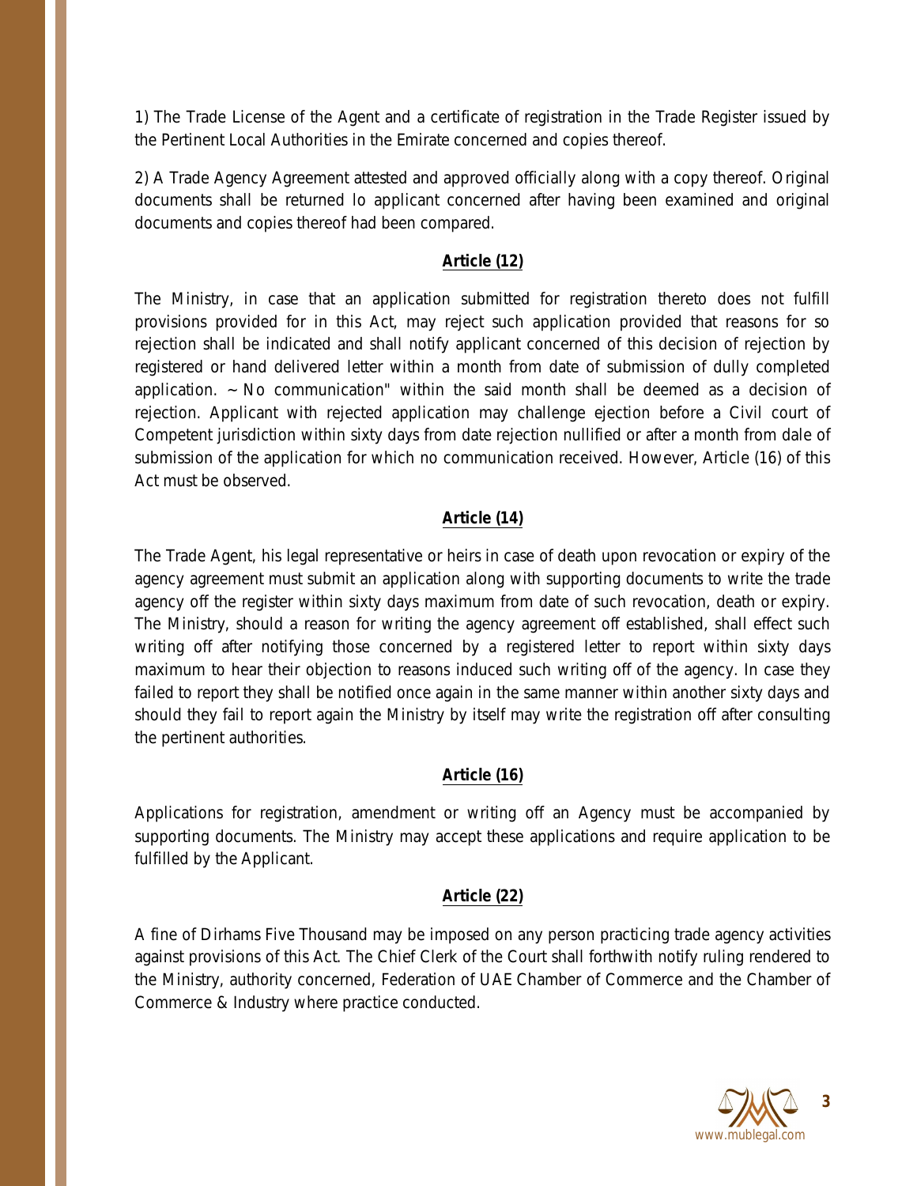1) The Trade License of the Agent and a certificate of registration in the Trade Register issued by the Pertinent Local Authorities in the Emirate concerned and copies thereof.

2) A Trade Agency Agreement attested and approved officially along with a copy thereof. Original documents shall be returned lo applicant concerned after having been examined and original documents and copies thereof had been compared.

**Article (12)**

The Ministry, in case that an application submitted for registration thereto does not fulfill provisions provided for in this Act, may reject such application provided that reasons for so rejection shall be indicated and shall notify applicant concerned of this decision of rejection by registered or hand delivered letter within a month from date of submission of dully completed application. ~ No communication" within the said month shall be deemed as a decision of rejection. Applicant with rejected application may challenge ejection before a Civil court of Competent jurisdiction within sixty days from date rejection nullified or after a month from dale of submission of the application for which no communication received. However, Article (16) of this Act must be observed.

**Article (14)**

The Trade Agent, his legal representative or heirs in case of death upon revocation or expiry of the agency agreement must submit an application along with supporting documents to write the trade agency off the register within sixty days maximum from date of such revocation, death or expiry. The Ministry, should a reason for writing the agency agreement off established, shall effect such writing off after notifying those concerned by a registered letter to report within sixty days maximum to hear their objection to reasons induced such writing off of the agency. In case they failed to report they shall be notified once again in the same manner within another sixty days and should they fail to report again the Ministry by itself may write the registration off after consulting the pertinent authorities.

**Article (16)**

Applications for registration, amendment or writing off an Agency must be accompanied by supporting documents. The Ministry may accept these applications and require application to be fulfilled by the Applicant.

**Article (22)**

A fine of Dirhams Five Thousand may be imposed on any person practicing trade agency activities against provisions of this Act. The Chief Clerk of the Court shall forthwith notify ruling rendered to the Ministry, authority concerned, Federation of UAE Chamber of Commerce and the Chamber of Commerce & Industry where practice conducted.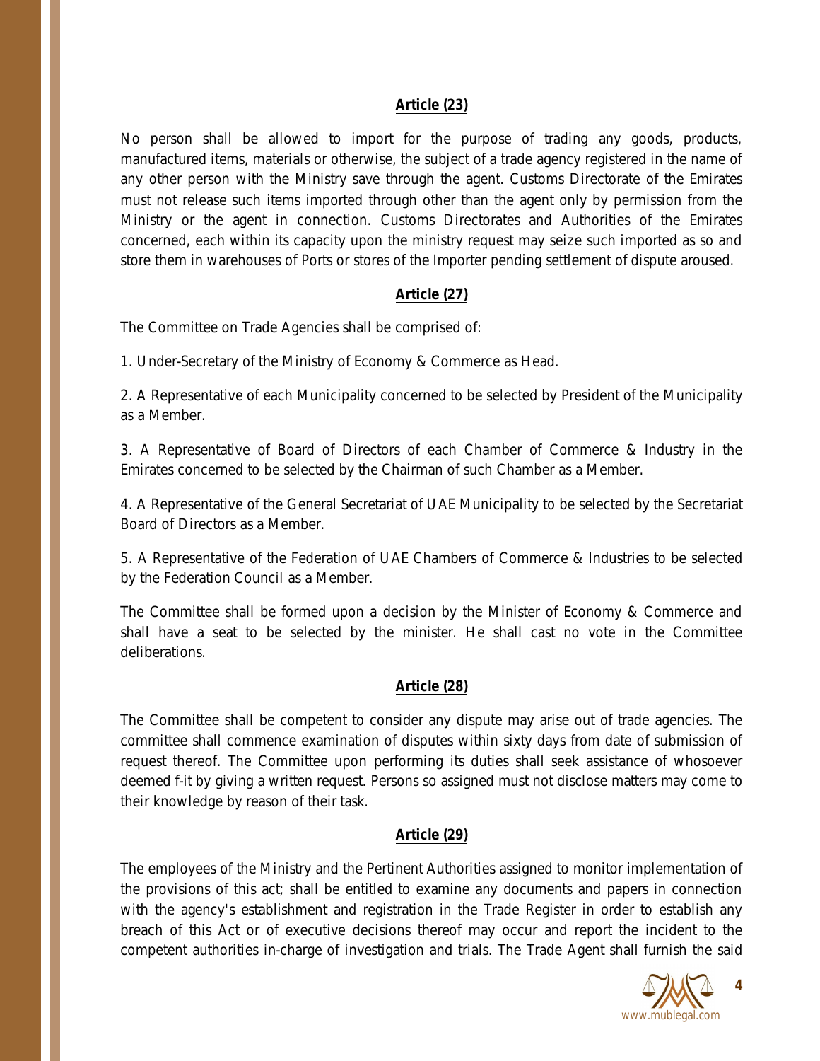**Article (23)**

No person shall be allowed to import for the purpose of trading any goods, products, manufactured items, materials or otherwise, the subject of a trade agency registered in the name of any other person with the Ministry save through the agent. Customs Directorate of the Emirates must not release such items imported through other than the agent only by permission from the Ministry or the agent in connection. Customs Directorates and Authorities of the Emirates concerned, each within its capacity upon the ministry request may seize such imported as so and store them in warehouses of Ports or stores of the Importer pending settlement of dispute aroused.

**Article (27)**

The Committee on Trade Agencies shall be comprised of:

1. Under-Secretary of the Ministry of Economy & Commerce as Head.

2. A Representative of each Municipality concerned to be selected by President of the Municipality as a Member.

3. A Representative of Board of Directors of each Chamber of Commerce & Industry in the Emirates concerned to be selected by the Chairman of such Chamber as a Member.

4. A Representative of the General Secretariat of UAE Municipality to be selected by the Secretariat Board of Directors as a Member.

5. A Representative of the Federation of UAE Chambers of Commerce & Industries to be selected by the Federation Council as a Member.

The Committee shall be formed upon a decision by the Minister of Economy & Commerce and shall have a seat to be selected by the minister. He shall cast no vote in the Committee deliberations.

**Article (28)**

The Committee shall be competent to consider any dispute may arise out of trade agencies. The committee shall commence examination of disputes within sixty days from date of submission of request thereof. The Committee upon performing its duties shall seek assistance of whosoever deemed f-it by giving a written request. Persons so assigned must not disclose matters may come to their knowledge by reason of their task.

**Article (29)**

The employees of the Ministry and the Pertinent Authorities assigned to monitor implementation of the provisions of this act; shall be entitled to examine any documents and papers in connection with the agency's establishment and registration in the Trade Register in order to establish any breach of this Act or of executive decisions thereof may occur and report the incident to the competent authorities in-charge of investigation and trials. The Trade Agent shall furnish the said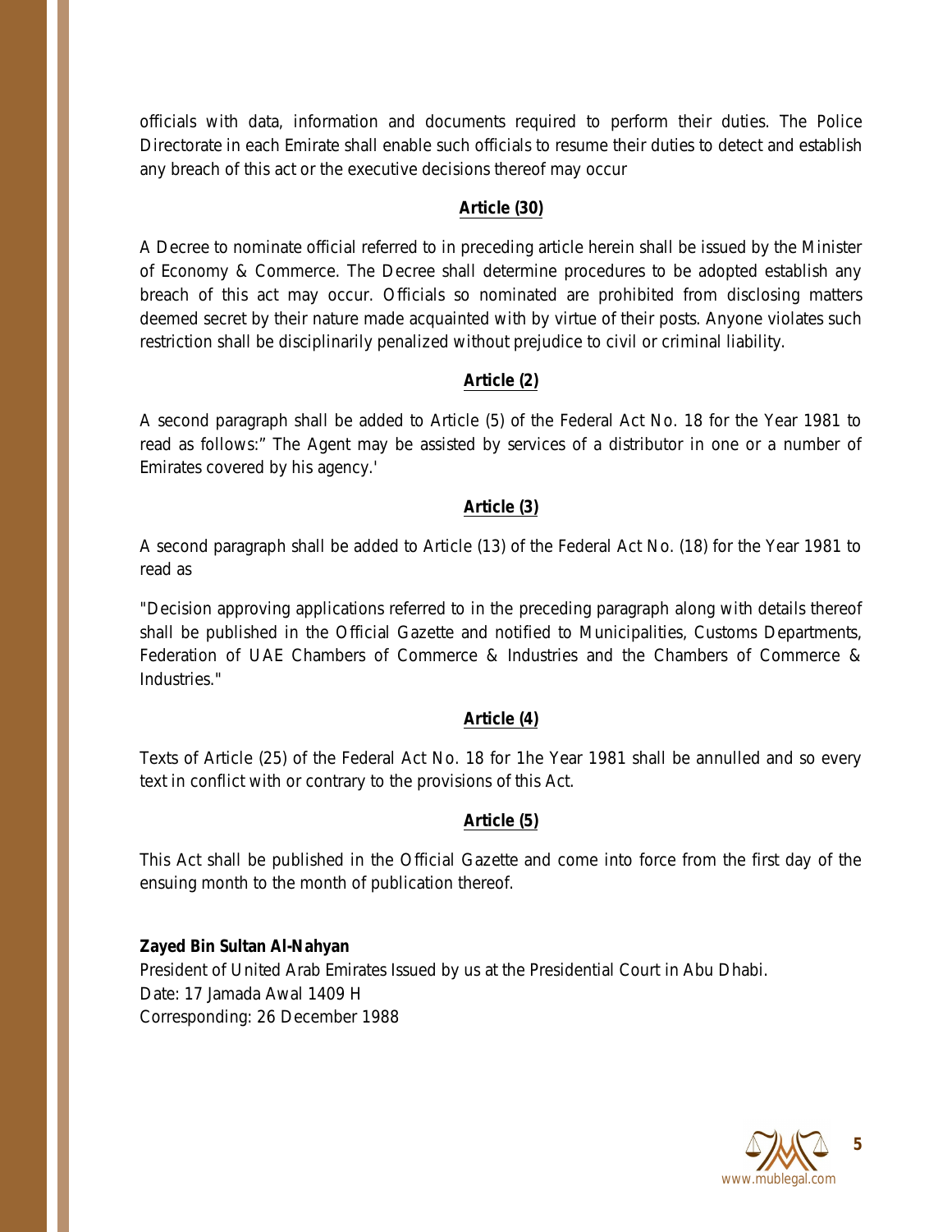officials with data, information and documents required to perform their duties. The Police Directorate in each Emirate shall enable such officials to resume their duties to detect and establish any breach of this act or the executive decisions thereof may occur

## Article (30)

A Decree to nominate official referred to in preceding article herein shall be issued by the Minister of Economy & Commerce. The Decree shall determine procedures to be adopted establish any breach of this act may occur. Officials so nominated are prohibited from disclosing matters deemed secret by their nature made acquainted with by virtue of their posts. Anyone violates such restriction shall be disciplinarily penalized without prejudice to civil or criminal liability.

## Article (2)

A second paragraph shall be added to Article (5) of the Federal Act No. 18 for the Year 1981 to read as follows:" The Agent may be assisted by services of a distributor in one or a number of Emirates covered by his agency.'

## Article (3)

A second paragraph shall be added to Article (13) of the Federal Act No. (18) for the Year 1981 to read as

"Decision approving applications referred to in the preceding paragraph along with details thereof shall be published in the Official Gazette and notified to Municipalities, Customs Departments, Federation of UAE Chambers of Commerce & Industries and the Chambers of Commerce & Industries."

## Article (4)

Texts of Article (25) of the Federal Act No. 18 for 1he Year 1981 shall be annulled and so every text in conflict with or contrary to the provisions of this Act.

## Article (5)

This Act shall be published in the Official Gazette and come into force from the first day of the ensuing month to the month of publication thereof.

**Zayed Bin Sultan Al-Nahyan**
President of United Arab Emirates Issued by us at the Presidential Court in Abu Dhabi.
Date: 17 Jamada Awal 1409 H
Corresponding: 26 December 1988